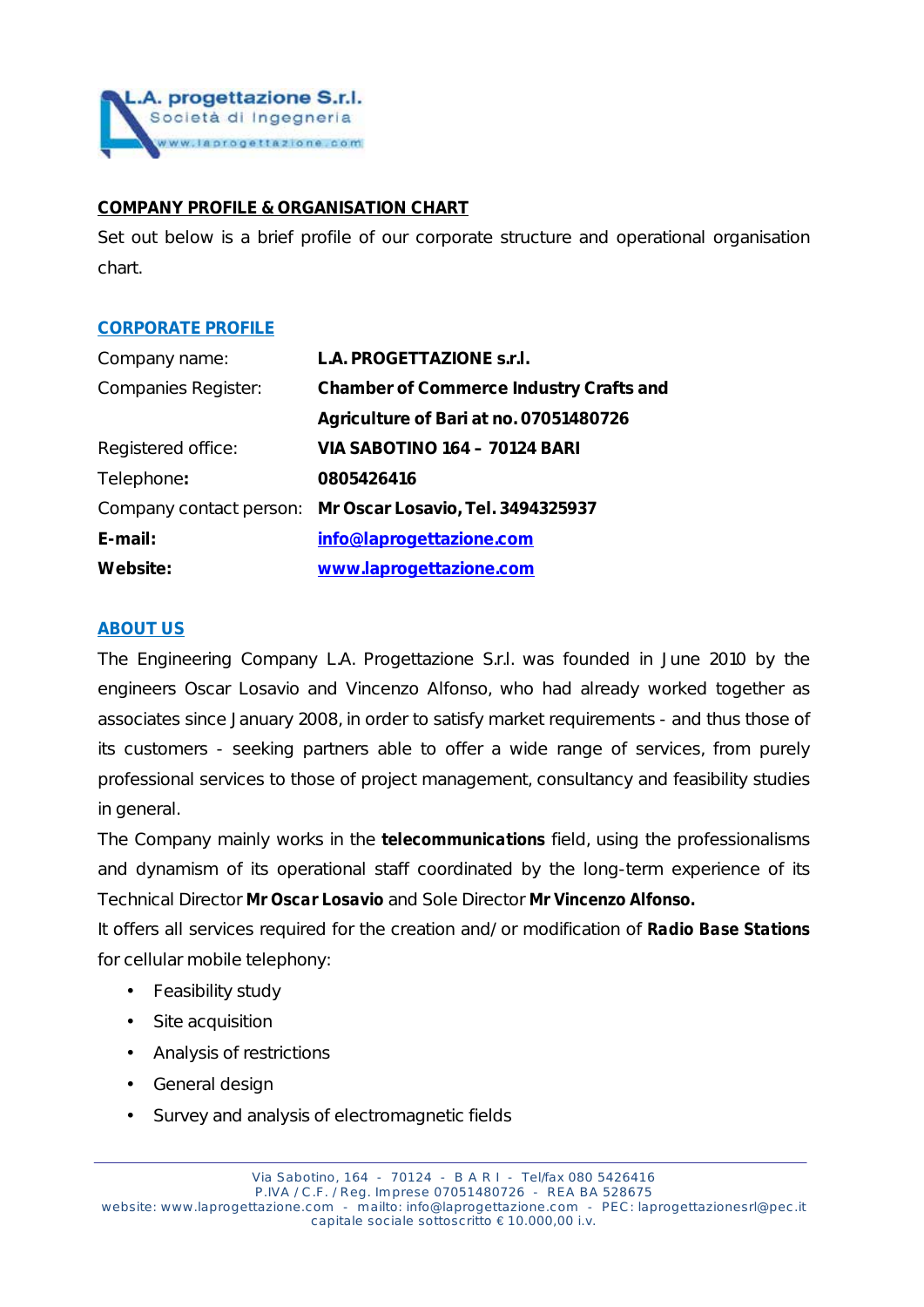L.A. progettazione S.r.l.
Società di Ingegneria
www.laprogettazione.com

## COMPANY PROFILE & ORGANISATION CHART

Set out below is a brief profile of our corporate structure and operational organisation chart.

### CORPORATE PROFILE

| | |
|---|---|
| Company name: | **L.A. PROGETTAZIONE s.r.l.** |
| Companies Register: | **Chamber of Commerce Industry Crafts and Agriculture of Bari at no. 07051480726** |
| Registered office: | **VIA SABOTINO 164 – 70124 BARI** |
| Telephone**:** | **0805426416** |
| Company contact person: | **Mr Oscar Losavio, Tel. 3494325937** |
| **E-mail:** | **info@laprogettazione.com** |
| **Website:** | **www.laprogettazione.com** |

### ABOUT US

The Engineering Company L.A. Progettazione S.r.l. was founded in June 2010 by the engineers Oscar Losavio and Vincenzo Alfonso, who had already worked together as associates since January 2008, in order to satisfy market requirements - and thus those of its customers - seeking partners able to offer a wide range of services, from purely professional services to those of project management, consultancy and feasibility studies in general.

The Company mainly works in the **telecommunications** field, using the professionalisms and dynamism of its operational staff coordinated by the long-term experience of its Technical Director **Mr Oscar Losavio** and Sole Director **Mr Vincenzo Alfonso.**

It offers all services required for the creation and/or modification of **Radio Base Stations** for cellular mobile telephony:

- Feasibility study
- Site acquisition
- Analysis of restrictions
- General design
- Survey and analysis of electromagnetic fields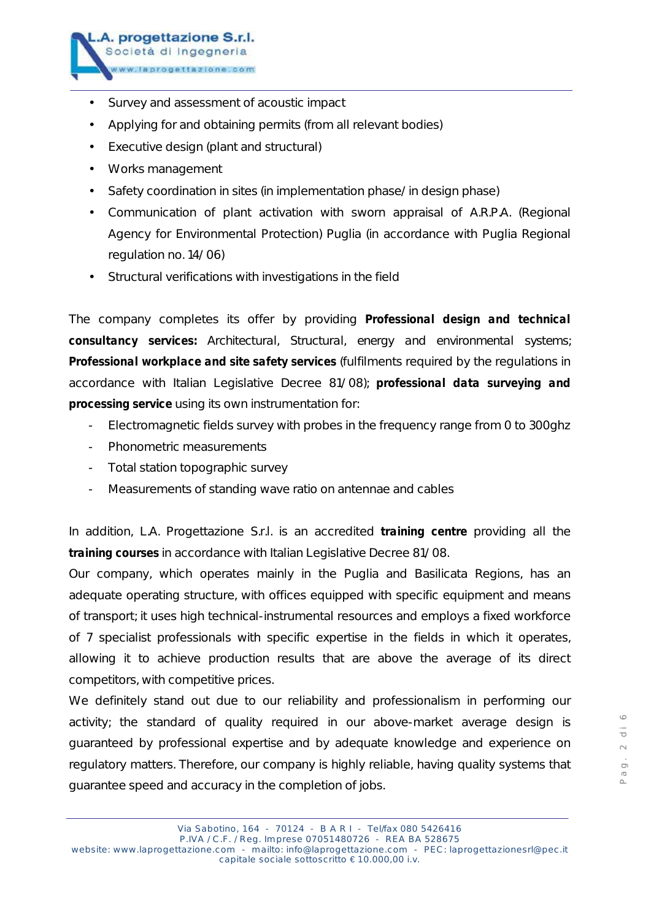- Survey and assessment of acoustic impact
- Applying for and obtaining permits (from all relevant bodies)
- Executive design (plant and structural)
- Works management
- Safety coordination in sites (in implementation phase/ in design phase)
- Communication of plant activation with sworn appraisal of A.R.P.A. (Regional Agency for Environmental Protection) Puglia (in accordance with Puglia Regional regulation no. 14/06)
- Structural verifications with investigations in the field

The company completes its offer by providing **Professional design and technical consultancy services:** Architectural, Structural, energy and environmental systems; **Professional workplace and site safety services** (fulfilments required by the regulations in accordance with Italian Legislative Decree 81/08); **professional data surveying and processing service** using its own instrumentation for:

- Electromagnetic fields survey with probes in the frequency range from 0 to 300ghz
- Phonometric measurements
- Total station topographic survey
- Measurements of standing wave ratio on antennae and cables

In addition, L.A. Progettazione S.r.l. is an accredited **training centre** providing all the **training courses** in accordance with Italian Legislative Decree 81/08.

Our company, which operates mainly in the Puglia and Basilicata Regions, has an adequate operating structure, with offices equipped with specific equipment and means of transport; it uses high technical-instrumental resources and employs a fixed workforce of 7 specialist professionals with specific expertise in the fields in which it operates, allowing it to achieve production results that are above the average of its direct competitors, with competitive prices.

We definitely stand out due to our reliability and professionalism in performing our activity; the standard of quality required in our above-market average design is guaranteed by professional expertise and by adequate knowledge and experience on regulatory matters. Therefore, our company is highly reliable, having quality systems that guarantee speed and accuracy in the completion of jobs.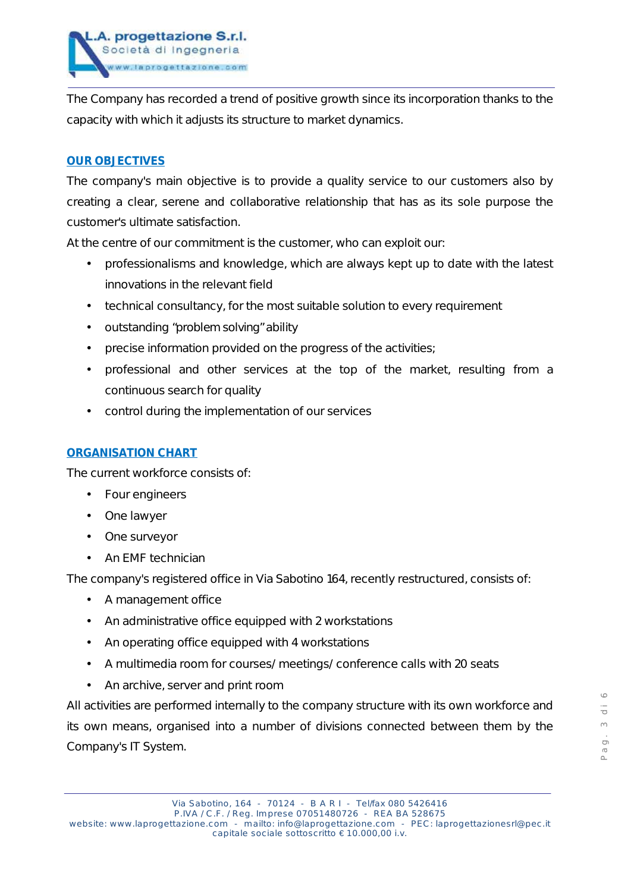The Company has recorded a trend of positive growth since its incorporation thanks to the capacity with which it adjusts its structure to market dynamics.

## OUR OBJECTIVES

The company's main objective is to provide a quality service to our customers also by creating a clear, serene and collaborative relationship that has as its sole purpose the customer's ultimate satisfaction.

At the centre of our commitment is the customer, who can exploit our:

- professionalisms and knowledge, which are always kept up to date with the latest innovations in the relevant field
- technical consultancy, for the most suitable solution to every requirement
- outstanding "problem solving" ability
- precise information provided on the progress of the activities;
- professional and other services at the top of the market, resulting from a continuous search for quality
- control during the implementation of our services

## ORGANISATION CHART

The current workforce consists of:

- Four engineers
- One lawyer
- One surveyor
- An EMF technician

The company's registered office in Via Sabotino 164, recently restructured, consists of:

- A management office
- An administrative office equipped with 2 workstations
- An operating office equipped with 4 workstations
- A multimedia room for courses/ meetings/ conference calls with 20 seats
- An archive, server and print room

All activities are performed internally to the company structure with its own workforce and its own means, organised into a number of divisions connected between them by the Company's IT System.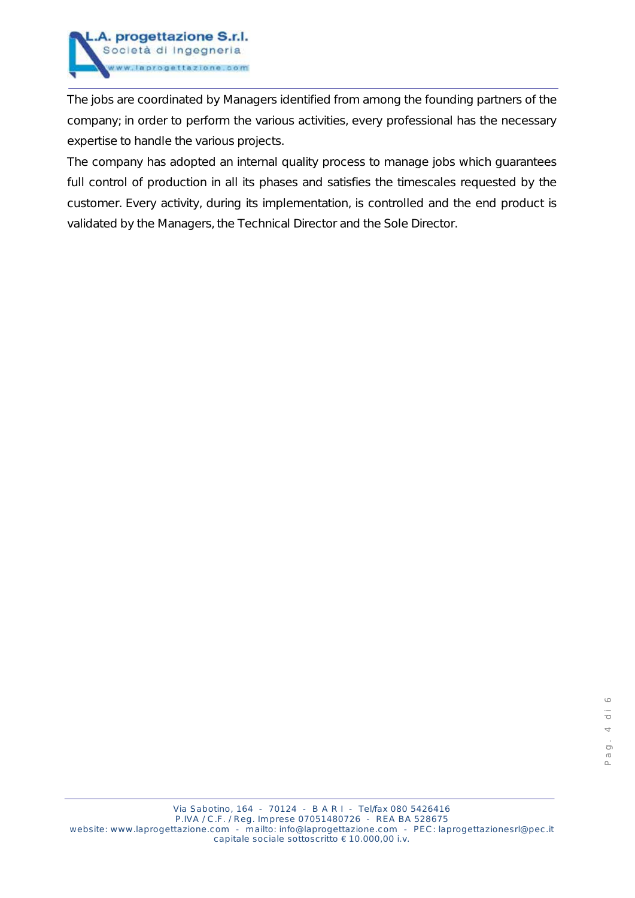The jobs are coordinated by Managers identified from among the founding partners of the company; in order to perform the various activities, every professional has the necessary expertise to handle the various projects.

The company has adopted an internal quality process to manage jobs which guarantees full control of production in all its phases and satisfies the timescales requested by the customer. Every activity, during its implementation, is controlled and the end product is validated by the Managers, the Technical Director and the Sole Director.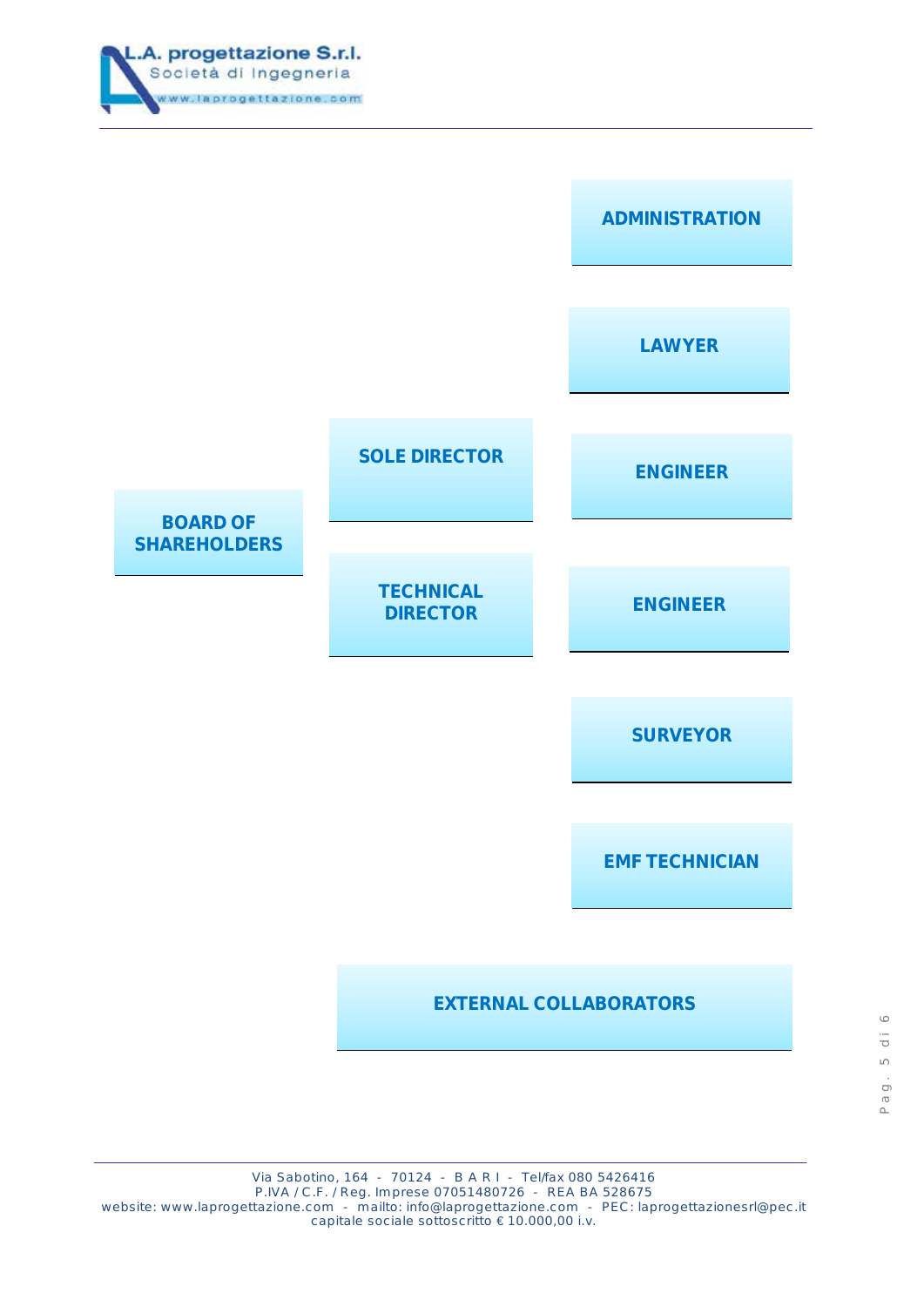ADMINISTRATION

LAWYER

SOLE DIRECTOR

ENGINEER

BOARD OF SHAREHOLDERS

TECHNICAL DIRECTOR

ENGINEER

SURVEYOR

EMF TECHNICIAN

EXTERNAL COLLABORATORS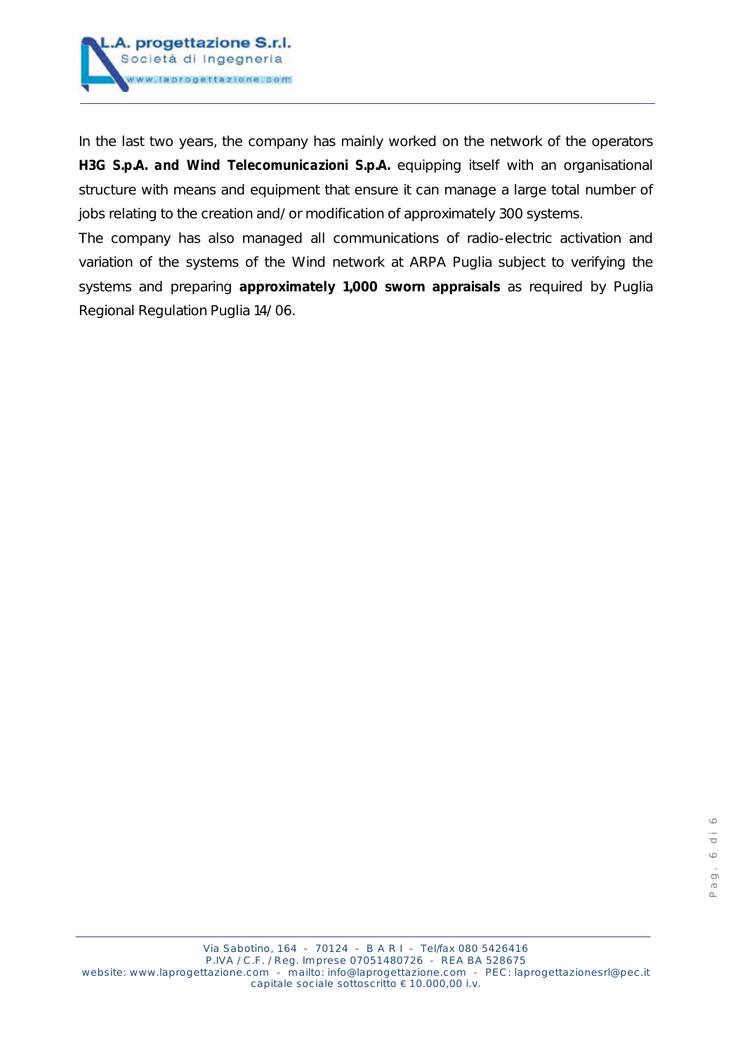In the last two years, the company has mainly worked on the network of the operators **H3G S.p.A. and Wind Telecomunicazioni S.p.A.** equipping itself with an organisational structure with means and equipment that ensure it can manage a large total number of jobs relating to the creation and/or modification of approximately 300 systems.

The company has also managed all communications of radio-electric activation and variation of the systems of the Wind network at ARPA Puglia subject to verifying the systems and preparing **approximately 1,000 sworn appraisals** as required by Puglia Regional Regulation Puglia 14/06.